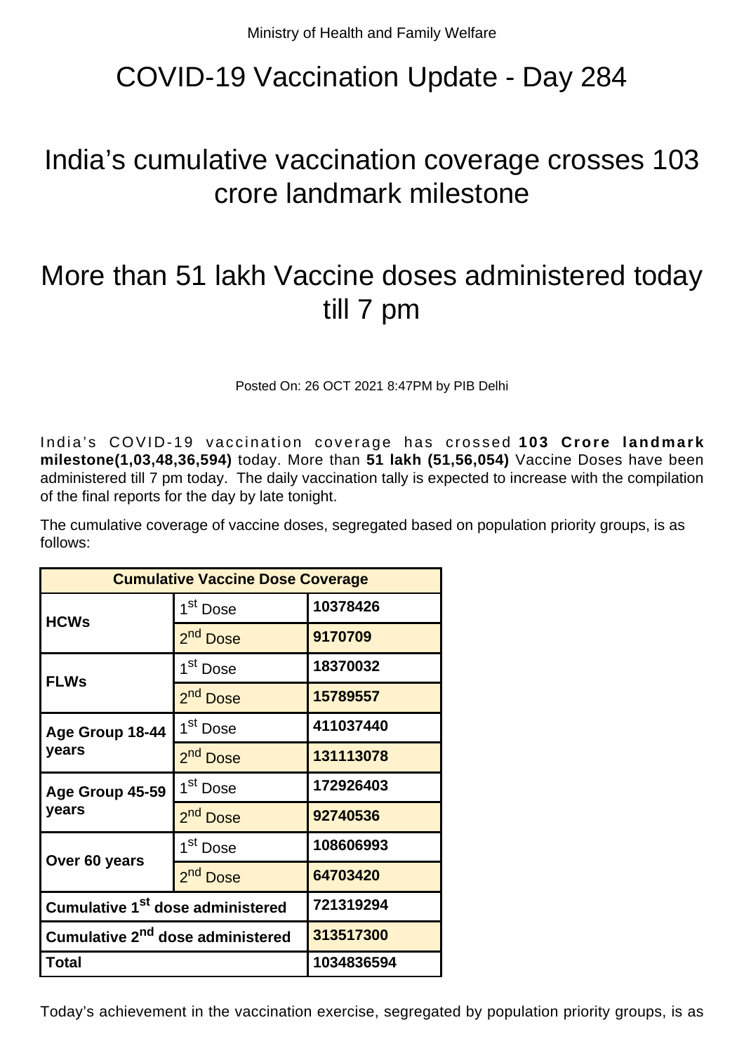Ministry of Health and Family Welfare

# COVID-19 Vaccination Update - Day 284

## India's cumulative vaccination coverage crosses 103 crore landmark milestone

## More than 51 lakh Vaccine doses administered today till 7 pm

Posted On: 26 OCT 2021 8:47PM by PIB Delhi

India's COVID-19 vaccination coverage has crossed **103 Crore landmark milestone(1,03,48,36,594)** today. More than **51 lakh (51,56,054)** Vaccine Doses have been administered till 7 pm today. The daily vaccination tally is expected to increase with the compilation of the final reports for the day by late tonight.

The cumulative coverage of vaccine doses, segregated based on population priority groups, is as follows:

| Cumulative Vaccine Dose Coverage | | |
|---|---|---|
| **HCWs** | 1st Dose | **10378426** |
| | 2nd Dose | **9170709** |
| **FLWs** | 1st Dose | **18370032** |
| | 2nd Dose | **15789557** |
| **Age Group 18-44 years** | 1st Dose | **411037440** |
| | 2nd Dose | **131113078** |
| **Age Group 45-59 years** | 1st Dose | **172926403** |
| | 2nd Dose | **92740536** |
| **Over 60 years** | 1st Dose | **108606993** |
| | 2nd Dose | **64703420** |
| **Cumulative 1st dose administered** | | **721319294** |
| **Cumulative 2nd dose administered** | | **313517300** |
| **Total** | | **1034836594** |

Today's achievement in the vaccination exercise, segregated by population priority groups, is as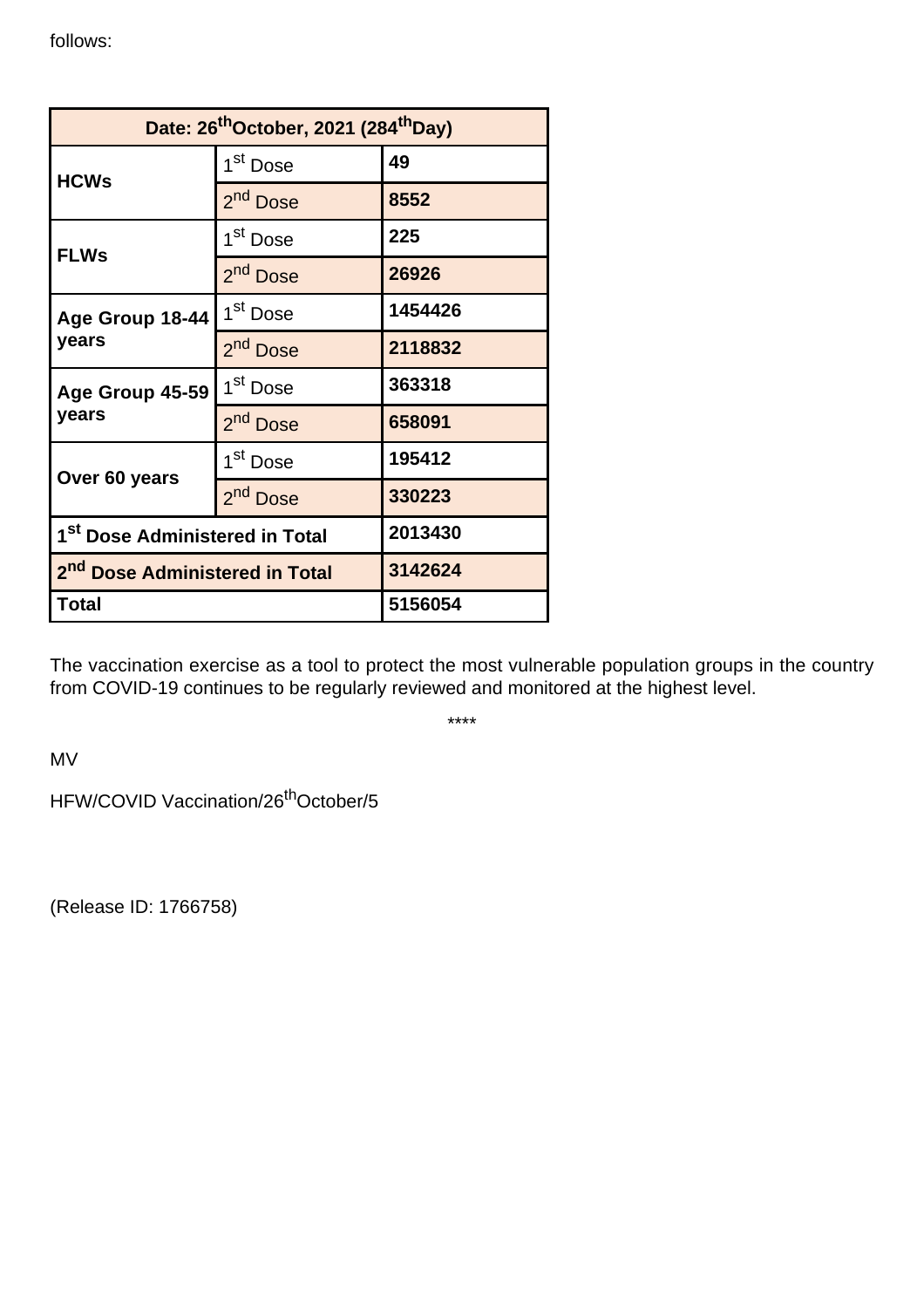follows:

| Date: 26th October, 2021 (284th Day) | | |
|---|---|---|
| **HCWs** | 1st Dose | **49** |
| | 2nd Dose | **8552** |
| **FLWs** | 1st Dose | **225** |
| | 2nd Dose | **26926** |
| **Age Group 18-44 years** | 1st Dose | **1454426** |
| | 2nd Dose | **2118832** |
| **Age Group 45-59 years** | 1st Dose | **363318** |
| | 2nd Dose | **658091** |
| **Over 60 years** | 1st Dose | **195412** |
| | 2nd Dose | **330223** |
| **1st Dose Administered in Total** | | **2013430** |
| **2nd Dose Administered in Total** | | **3142624** |
| **Total** | | **5156054** |

The vaccination exercise as a tool to protect the most vulnerable population groups in the country from COVID-19 continues to be regularly reviewed and monitored at the highest level.

****

MV

HFW/COVID Vaccination/26th October/5

(Release ID: 1766758)